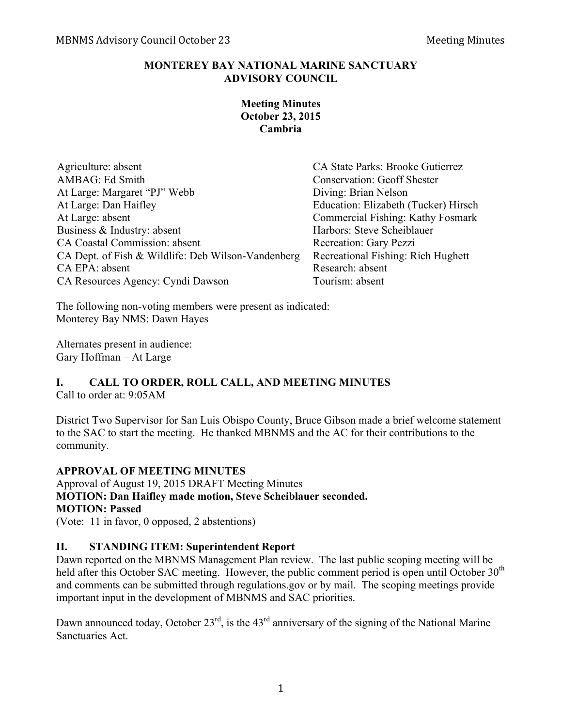**MONTEREY BAY NATIONAL MARINE SANCTUARY ADVISORY COUNCIL**

**Meeting Minutes**
**October 23, 2015**
**Cambria**

Agriculture: absent
AMBAG: Ed Smith
At Large: Margaret "PJ" Webb
At Large: Dan Haifley
At Large: absent
Business & Industry: absent
CA Coastal Commission: absent
CA Dept. of Fish & Wildlife: Deb Wilson-Vandenberg
CA EPA: absent
CA Resources Agency: Cyndi Dawson
CA State Parks: Brooke Gutierrez
Conservation: Geoff Shester
Diving: Brian Nelson
Education: Elizabeth (Tucker) Hirsch
Commercial Fishing: Kathy Fosmark
Harbors: Steve Scheiblauer
Recreation: Gary Pezzi
Recreational Fishing: Rich Hughett
Research: absent
Tourism: absent

The following non-voting members were present as indicated:
Monterey Bay NMS: Dawn Hayes

Alternates present in audience:
Gary Hoffman – At Large

## I. CALL TO ORDER, ROLL CALL, AND MEETING MINUTES

Call to order at: 9:05AM

District Two Supervisor for San Luis Obispo County, Bruce Gibson made a brief welcome statement to the SAC to start the meeting. He thanked MBNMS and the AC for their contributions to the community.

**APPROVAL OF MEETING MINUTES**

Approval of August 19, 2015 DRAFT Meeting Minutes
**MOTION: Dan Haifley made motion, Steve Scheiblauer seconded.**
**MOTION: Passed**
(Vote: 11 in favor, 0 opposed, 2 abstentions)

## II. STANDING ITEM: Superintendent Report

Dawn reported on the MBNMS Management Plan review. The last public scoping meeting will be held after this October SAC meeting. However, the public comment period is open until October 30th and comments can be submitted through regulations.gov or by mail. The scoping meetings provide important input in the development of MBNMS and SAC priorities.

Dawn announced today, October 23rd, is the 43rd anniversary of the signing of the National Marine Sanctuaries Act.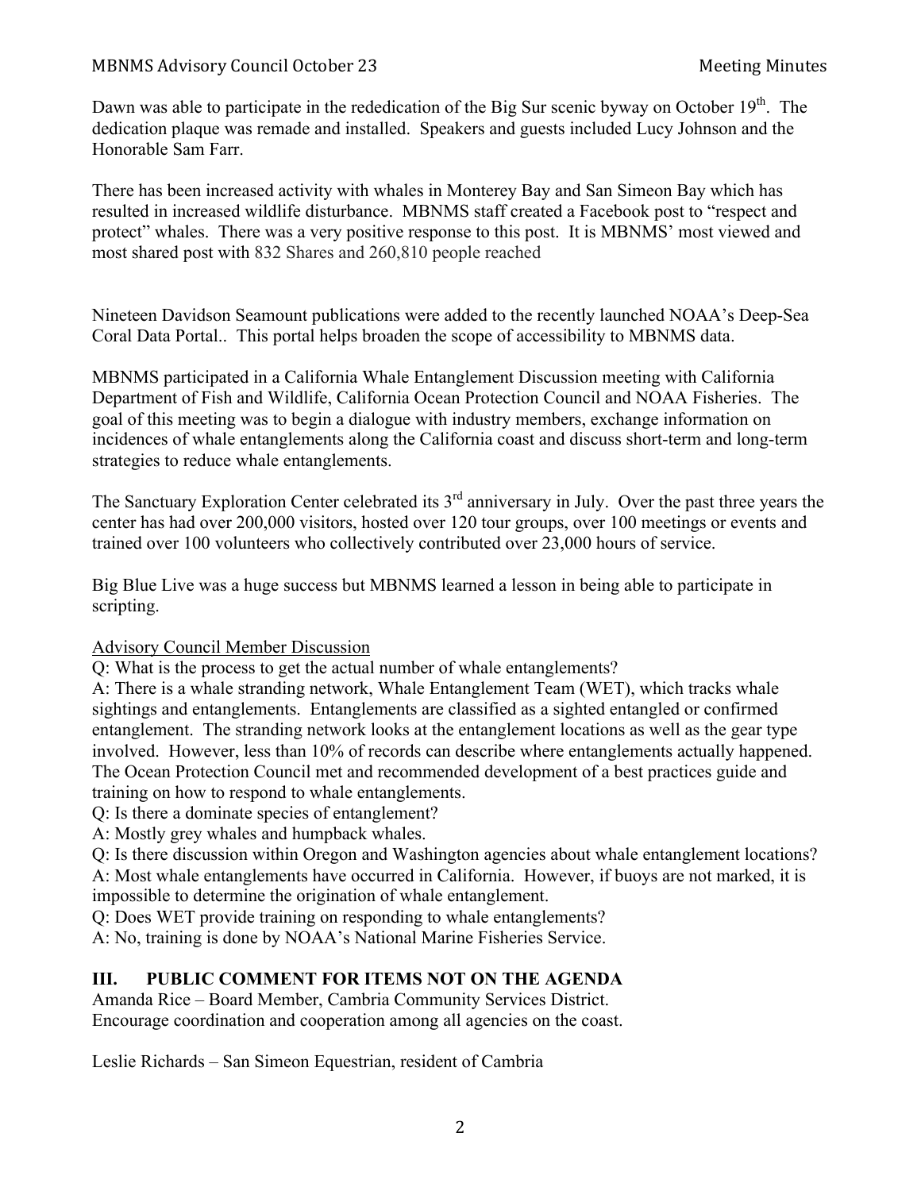Dawn was able to participate in the rededication of the Big Sur scenic byway on October 19th. The dedication plaque was remade and installed. Speakers and guests included Lucy Johnson and the Honorable Sam Farr.

There has been increased activity with whales in Monterey Bay and San Simeon Bay which has resulted in increased wildlife disturbance. MBNMS staff created a Facebook post to "respect and protect" whales. There was a very positive response to this post. It is MBNMS' most viewed and most shared post with 832 Shares and 260,810 people reached

Nineteen Davidson Seamount publications were added to the recently launched NOAA's Deep-Sea Coral Data Portal.. This portal helps broaden the scope of accessibility to MBNMS data.

MBNMS participated in a California Whale Entanglement Discussion meeting with California Department of Fish and Wildlife, California Ocean Protection Council and NOAA Fisheries. The goal of this meeting was to begin a dialogue with industry members, exchange information on incidences of whale entanglements along the California coast and discuss short-term and long-term strategies to reduce whale entanglements.

The Sanctuary Exploration Center celebrated its 3rd anniversary in July. Over the past three years the center has had over 200,000 visitors, hosted over 120 tour groups, over 100 meetings or events and trained over 100 volunteers who collectively contributed over 23,000 hours of service.

Big Blue Live was a huge success but MBNMS learned a lesson in being able to participate in scripting.

<u>Advisory Council Member Discussion</u>

Q: What is the process to get the actual number of whale entanglements?

A: There is a whale stranding network, Whale Entanglement Team (WET), which tracks whale sightings and entanglements. Entanglements are classified as a sighted entangled or confirmed entanglement. The stranding network looks at the entanglement locations as well as the gear type involved. However, less than 10% of records can describe where entanglements actually happened. The Ocean Protection Council met and recommended development of a best practices guide and training on how to respond to whale entanglements.

Q: Is there a dominate species of entanglement?

A: Mostly grey whales and humpback whales.

Q: Is there discussion within Oregon and Washington agencies about whale entanglement locations?

A: Most whale entanglements have occurred in California. However, if buoys are not marked, it is impossible to determine the origination of whale entanglement.

Q: Does WET provide training on responding to whale entanglements?

A: No, training is done by NOAA's National Marine Fisheries Service.

## III. PUBLIC COMMENT FOR ITEMS NOT ON THE AGENDA

Amanda Rice – Board Member, Cambria Community Services District.
Encourage coordination and cooperation among all agencies on the coast.

Leslie Richards – San Simeon Equestrian, resident of Cambria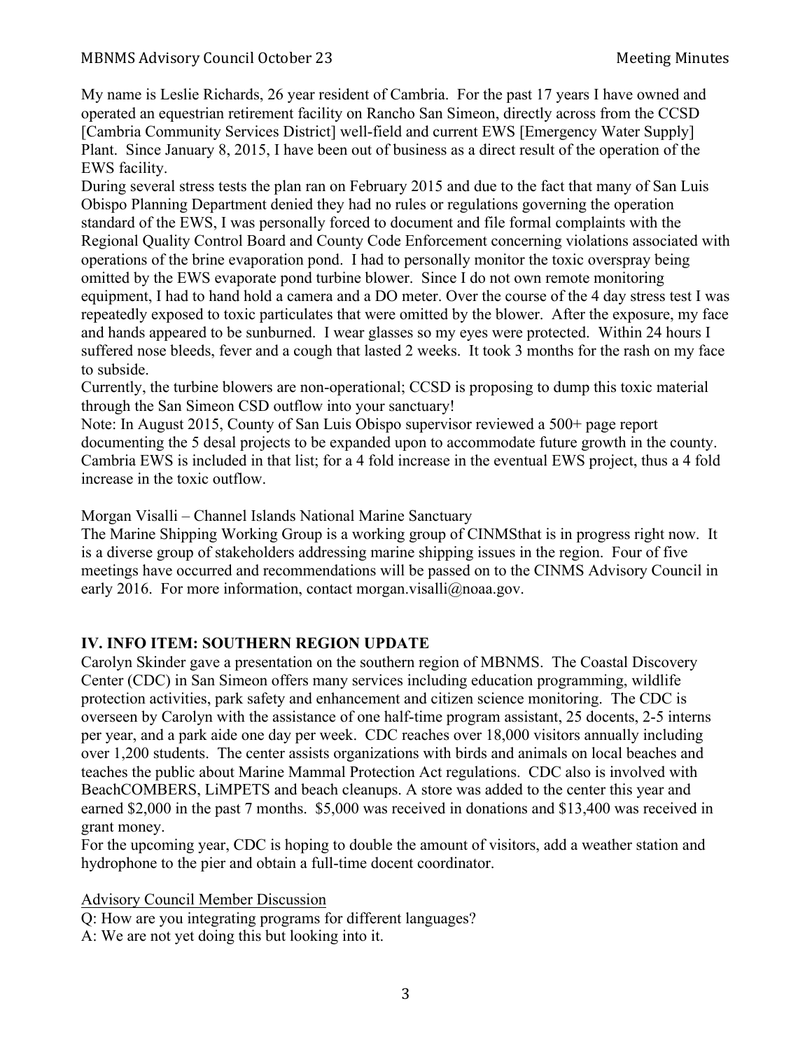My name is Leslie Richards, 26 year resident of Cambria. For the past 17 years I have owned and operated an equestrian retirement facility on Rancho San Simeon, directly across from the CCSD [Cambria Community Services District] well-field and current EWS [Emergency Water Supply] Plant. Since January 8, 2015, I have been out of business as a direct result of the operation of the EWS facility.

During several stress tests the plan ran on February 2015 and due to the fact that many of San Luis Obispo Planning Department denied they had no rules or regulations governing the operation standard of the EWS, I was personally forced to document and file formal complaints with the Regional Quality Control Board and County Code Enforcement concerning violations associated with operations of the brine evaporation pond. I had to personally monitor the toxic overspray being omitted by the EWS evaporate pond turbine blower. Since I do not own remote monitoring equipment, I had to hand hold a camera and a DO meter. Over the course of the 4 day stress test I was repeatedly exposed to toxic particulates that were omitted by the blower. After the exposure, my face and hands appeared to be sunburned. I wear glasses so my eyes were protected. Within 24 hours I suffered nose bleeds, fever and a cough that lasted 2 weeks. It took 3 months for the rash on my face to subside.

Currently, the turbine blowers are non-operational; CCSD is proposing to dump this toxic material through the San Simeon CSD outflow into your sanctuary!

Note: In August 2015, County of San Luis Obispo supervisor reviewed a 500+ page report documenting the 5 desal projects to be expanded upon to accommodate future growth in the county. Cambria EWS is included in that list; for a 4 fold increase in the eventual EWS project, thus a 4 fold increase in the toxic outflow.

Morgan Visalli – Channel Islands National Marine Sanctuary

The Marine Shipping Working Group is a working group of CINMSthat is in progress right now. It is a diverse group of stakeholders addressing marine shipping issues in the region. Four of five meetings have occurred and recommendations will be passed on to the CINMS Advisory Council in early 2016. For more information, contact morgan.visalli@noaa.gov.

## IV. INFO ITEM: SOUTHERN REGION UPDATE

Carolyn Skinder gave a presentation on the southern region of MBNMS. The Coastal Discovery Center (CDC) in San Simeon offers many services including education programming, wildlife protection activities, park safety and enhancement and citizen science monitoring. The CDC is overseen by Carolyn with the assistance of one half-time program assistant, 25 docents, 2-5 interns per year, and a park aide one day per week. CDC reaches over 18,000 visitors annually including over 1,200 students. The center assists organizations with birds and animals on local beaches and teaches the public about Marine Mammal Protection Act regulations. CDC also is involved with BeachCOMBERS, LiMPETS and beach cleanups. A store was added to the center this year and earned $2,000 in the past 7 months. $5,000 was received in donations and $13,400 was received in grant money.

For the upcoming year, CDC is hoping to double the amount of visitors, add a weather station and hydrophone to the pier and obtain a full-time docent coordinator.

<u>Advisory Council Member Discussion</u>

Q: How are you integrating programs for different languages?

A: We are not yet doing this but looking into it.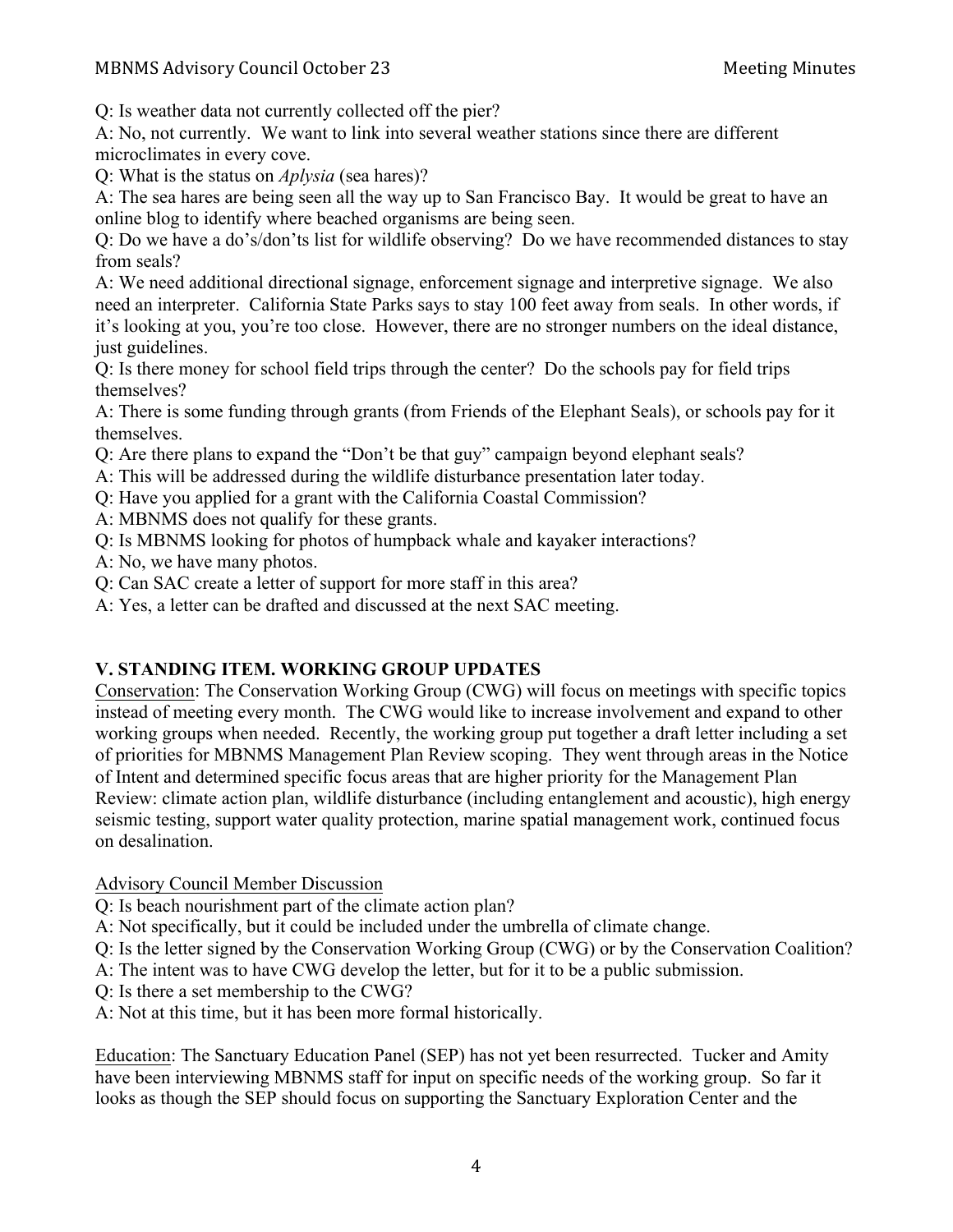Q: Is weather data not currently collected off the pier?

A: No, not currently. We want to link into several weather stations since there are different microclimates in every cove.

Q: What is the status on *Aplysia* (sea hares)?

A: The sea hares are being seen all the way up to San Francisco Bay. It would be great to have an online blog to identify where beached organisms are being seen.

Q: Do we have a do's/don'ts list for wildlife observing? Do we have recommended distances to stay from seals?

A: We need additional directional signage, enforcement signage and interpretive signage. We also need an interpreter. California State Parks says to stay 100 feet away from seals. In other words, if it's looking at you, you're too close. However, there are no stronger numbers on the ideal distance, just guidelines.

Q: Is there money for school field trips through the center? Do the schools pay for field trips themselves?

A: There is some funding through grants (from Friends of the Elephant Seals), or schools pay for it themselves.

Q: Are there plans to expand the "Don't be that guy" campaign beyond elephant seals?

A: This will be addressed during the wildlife disturbance presentation later today.

Q: Have you applied for a grant with the California Coastal Commission?

A: MBNMS does not qualify for these grants.

Q: Is MBNMS looking for photos of humpback whale and kayaker interactions?

A: No, we have many photos.

Q: Can SAC create a letter of support for more staff in this area?

A: Yes, a letter can be drafted and discussed at the next SAC meeting.

## V. STANDING ITEM. WORKING GROUP UPDATES

Conservation: The Conservation Working Group (CWG) will focus on meetings with specific topics instead of meeting every month. The CWG would like to increase involvement and expand to other working groups when needed. Recently, the working group put together a draft letter including a set of priorities for MBNMS Management Plan Review scoping. They went through areas in the Notice of Intent and determined specific focus areas that are higher priority for the Management Plan Review: climate action plan, wildlife disturbance (including entanglement and acoustic), high energy seismic testing, support water quality protection, marine spatial management work, continued focus on desalination.

Advisory Council Member Discussion

Q: Is beach nourishment part of the climate action plan?

A: Not specifically, but it could be included under the umbrella of climate change.

Q: Is the letter signed by the Conservation Working Group (CWG) or by the Conservation Coalition?

A: The intent was to have CWG develop the letter, but for it to be a public submission.

Q: Is there a set membership to the CWG?

A: Not at this time, but it has been more formal historically.

Education: The Sanctuary Education Panel (SEP) has not yet been resurrected. Tucker and Amity have been interviewing MBNMS staff for input on specific needs of the working group. So far it looks as though the SEP should focus on supporting the Sanctuary Exploration Center and the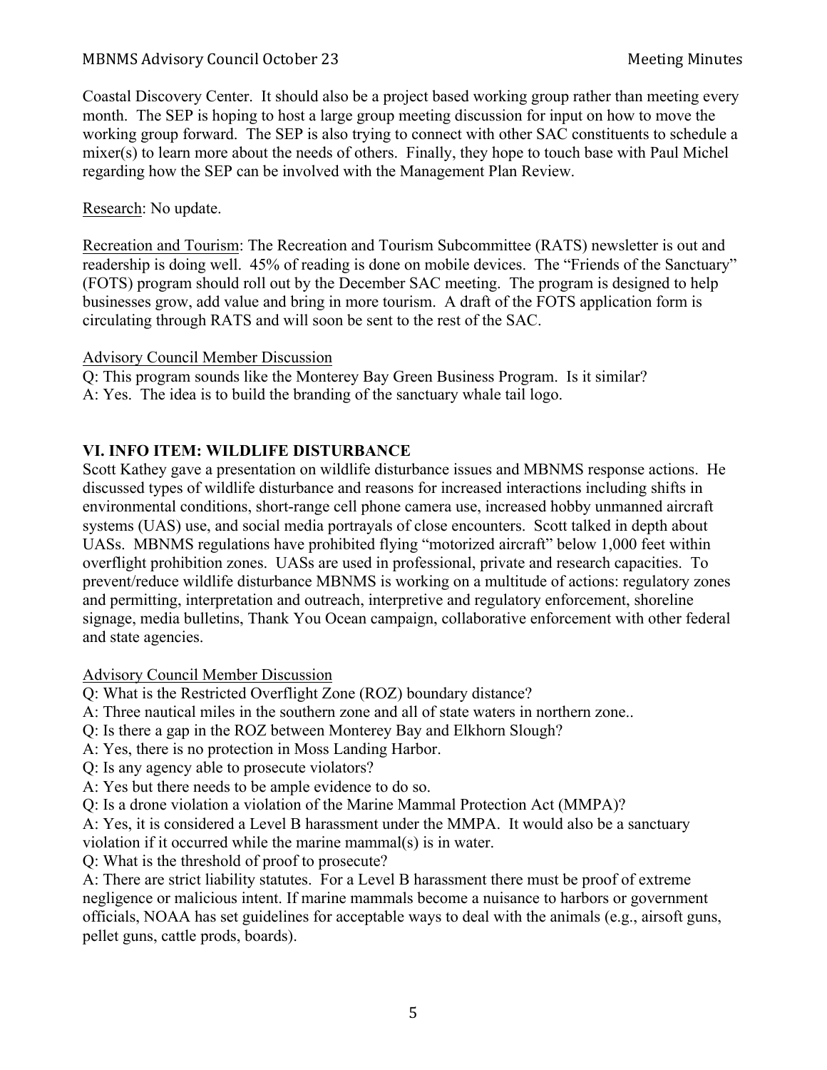Coastal Discovery Center. It should also be a project based working group rather than meeting every month. The SEP is hoping to host a large group meeting discussion for input on how to move the working group forward. The SEP is also trying to connect with other SAC constituents to schedule a mixer(s) to learn more about the needs of others. Finally, they hope to touch base with Paul Michel regarding how the SEP can be involved with the Management Plan Review.

Research: No update.

Recreation and Tourism: The Recreation and Tourism Subcommittee (RATS) newsletter is out and readership is doing well. 45% of reading is done on mobile devices. The "Friends of the Sanctuary" (FOTS) program should roll out by the December SAC meeting. The program is designed to help businesses grow, add value and bring in more tourism. A draft of the FOTS application form is circulating through RATS and will soon be sent to the rest of the SAC.

Advisory Council Member Discussion

Q: This program sounds like the Monterey Bay Green Business Program. Is it similar?
A: Yes. The idea is to build the branding of the sanctuary whale tail logo.

## VI. INFO ITEM: WILDLIFE DISTURBANCE

Scott Kathey gave a presentation on wildlife disturbance issues and MBNMS response actions. He discussed types of wildlife disturbance and reasons for increased interactions including shifts in environmental conditions, short-range cell phone camera use, increased hobby unmanned aircraft systems (UAS) use, and social media portrayals of close encounters. Scott talked in depth about UASs. MBNMS regulations have prohibited flying "motorized aircraft" below 1,000 feet within overflight prohibition zones. UASs are used in professional, private and research capacities. To prevent/reduce wildlife disturbance MBNMS is working on a multitude of actions: regulatory zones and permitting, interpretation and outreach, interpretive and regulatory enforcement, shoreline signage, media bulletins, Thank You Ocean campaign, collaborative enforcement with other federal and state agencies.

Advisory Council Member Discussion

Q: What is the Restricted Overflight Zone (ROZ) boundary distance?
A: Three nautical miles in the southern zone and all of state waters in northern zone..
Q: Is there a gap in the ROZ between Monterey Bay and Elkhorn Slough?
A: Yes, there is no protection in Moss Landing Harbor.
Q: Is any agency able to prosecute violators?
A: Yes but there needs to be ample evidence to do so.
Q: Is a drone violation a violation of the Marine Mammal Protection Act (MMPA)?
A: Yes, it is considered a Level B harassment under the MMPA. It would also be a sanctuary violation if it occurred while the marine mammal(s) is in water.
Q: What is the threshold of proof to prosecute?
A: There are strict liability statutes. For a Level B harassment there must be proof of extreme negligence or malicious intent. If marine mammals become a nuisance to harbors or government officials, NOAA has set guidelines for acceptable ways to deal with the animals (e.g., airsoft guns, pellet guns, cattle prods, boards).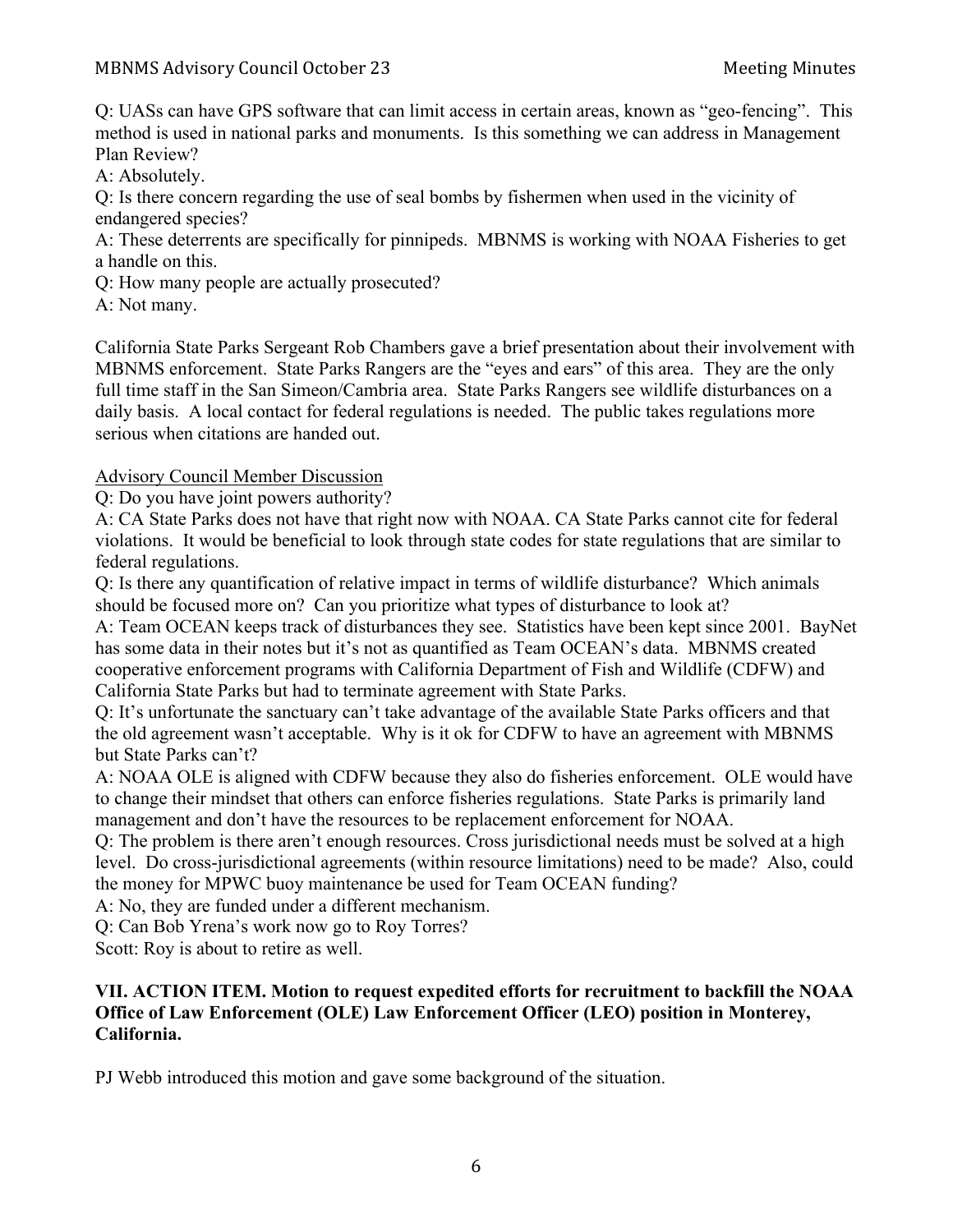Q: UASs can have GPS software that can limit access in certain areas, known as "geo-fencing". This method is used in national parks and monuments. Is this something we can address in Management Plan Review?

A: Absolutely.

Q: Is there concern regarding the use of seal bombs by fishermen when used in the vicinity of endangered species?

A: These deterrents are specifically for pinnipeds. MBNMS is working with NOAA Fisheries to get a handle on this.

Q: How many people are actually prosecuted?

A: Not many.

California State Parks Sergeant Rob Chambers gave a brief presentation about their involvement with MBNMS enforcement. State Parks Rangers are the "eyes and ears" of this area. They are the only full time staff in the San Simeon/Cambria area. State Parks Rangers see wildlife disturbances on a daily basis. A local contact for federal regulations is needed. The public takes regulations more serious when citations are handed out.

<u>Advisory Council Member Discussion</u>

Q: Do you have joint powers authority?

A: CA State Parks does not have that right now with NOAA. CA State Parks cannot cite for federal violations. It would be beneficial to look through state codes for state regulations that are similar to federal regulations.

Q: Is there any quantification of relative impact in terms of wildlife disturbance? Which animals should be focused more on? Can you prioritize what types of disturbance to look at?

A: Team OCEAN keeps track of disturbances they see. Statistics have been kept since 2001. BayNet has some data in their notes but it's not as quantified as Team OCEAN's data. MBNMS created cooperative enforcement programs with California Department of Fish and Wildlife (CDFW) and California State Parks but had to terminate agreement with State Parks.

Q: It's unfortunate the sanctuary can't take advantage of the available State Parks officers and that the old agreement wasn't acceptable. Why is it ok for CDFW to have an agreement with MBNMS but State Parks can't?

A: NOAA OLE is aligned with CDFW because they also do fisheries enforcement. OLE would have to change their mindset that others can enforce fisheries regulations. State Parks is primarily land management and don't have the resources to be replacement enforcement for NOAA.

Q: The problem is there aren't enough resources. Cross jurisdictional needs must be solved at a high level. Do cross-jurisdictional agreements (within resource limitations) need to be made? Also, could the money for MPWC buoy maintenance be used for Team OCEAN funding?

A: No, they are funded under a different mechanism.

Q: Can Bob Yrena's work now go to Roy Torres?

Scott: Roy is about to retire as well.

**VII. ACTION ITEM. Motion to request expedited efforts for recruitment to backfill the NOAA Office of Law Enforcement (OLE) Law Enforcement Officer (LEO) position in Monterey, California.**

PJ Webb introduced this motion and gave some background of the situation.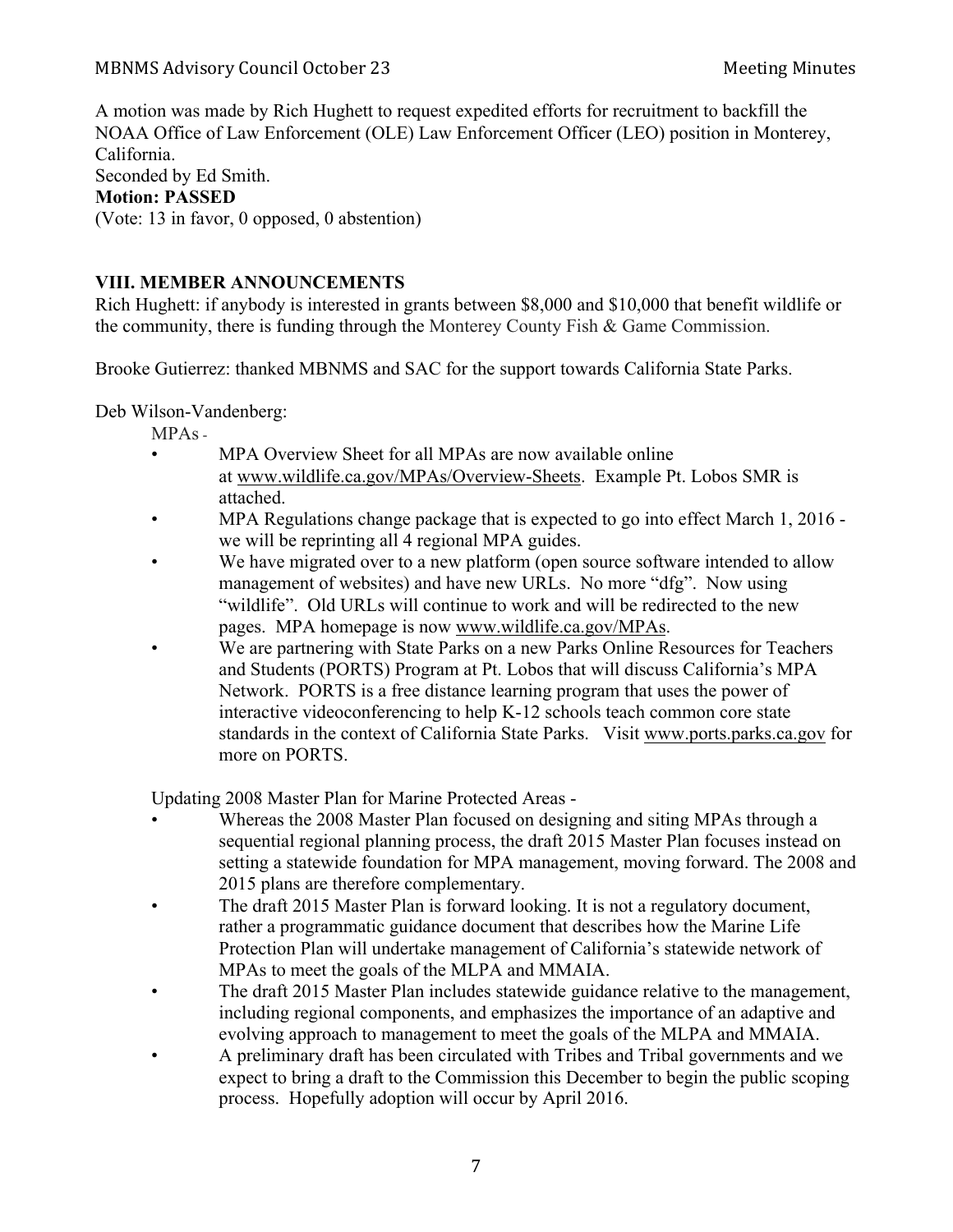A motion was made by Rich Hughett to request expedited efforts for recruitment to backfill the NOAA Office of Law Enforcement (OLE) Law Enforcement Officer (LEO) position in Monterey, California.

Seconded by Ed Smith.

**Motion: PASSED**

(Vote: 13 in favor, 0 opposed, 0 abstention)

## VIII. MEMBER ANNOUNCEMENTS

Rich Hughett: if anybody is interested in grants between $8,000 and $10,000 that benefit wildlife or the community, there is funding through the Monterey County Fish & Game Commission.

Brooke Gutierrez: thanked MBNMS and SAC for the support towards California State Parks.

Deb Wilson-Vandenberg:

MPAs -

- MPA Overview Sheet for all MPAs are now available online at www.wildlife.ca.gov/MPAs/Overview-Sheets. Example Pt. Lobos SMR is attached.
- MPA Regulations change package that is expected to go into effect March 1, 2016 - we will be reprinting all 4 regional MPA guides.
- We have migrated over to a new platform (open source software intended to allow management of websites) and have new URLs. No more "dfg". Now using "wildlife". Old URLs will continue to work and will be redirected to the new pages. MPA homepage is now www.wildlife.ca.gov/MPAs.
- We are partnering with State Parks on a new Parks Online Resources for Teachers and Students (PORTS) Program at Pt. Lobos that will discuss California's MPA Network. PORTS is a free distance learning program that uses the power of interactive videoconferencing to help K-12 schools teach common core state standards in the context of California State Parks. Visit www.ports.parks.ca.gov for more on PORTS.

Updating 2008 Master Plan for Marine Protected Areas -

- Whereas the 2008 Master Plan focused on designing and siting MPAs through a sequential regional planning process, the draft 2015 Master Plan focuses instead on setting a statewide foundation for MPA management, moving forward. The 2008 and 2015 plans are therefore complementary.
- The draft 2015 Master Plan is forward looking. It is not a regulatory document, rather a programmatic guidance document that describes how the Marine Life Protection Plan will undertake management of California's statewide network of MPAs to meet the goals of the MLPA and MMAIA.
- The draft 2015 Master Plan includes statewide guidance relative to the management, including regional components, and emphasizes the importance of an adaptive and evolving approach to management to meet the goals of the MLPA and MMAIA.
- A preliminary draft has been circulated with Tribes and Tribal governments and we expect to bring a draft to the Commission this December to begin the public scoping process. Hopefully adoption will occur by April 2016.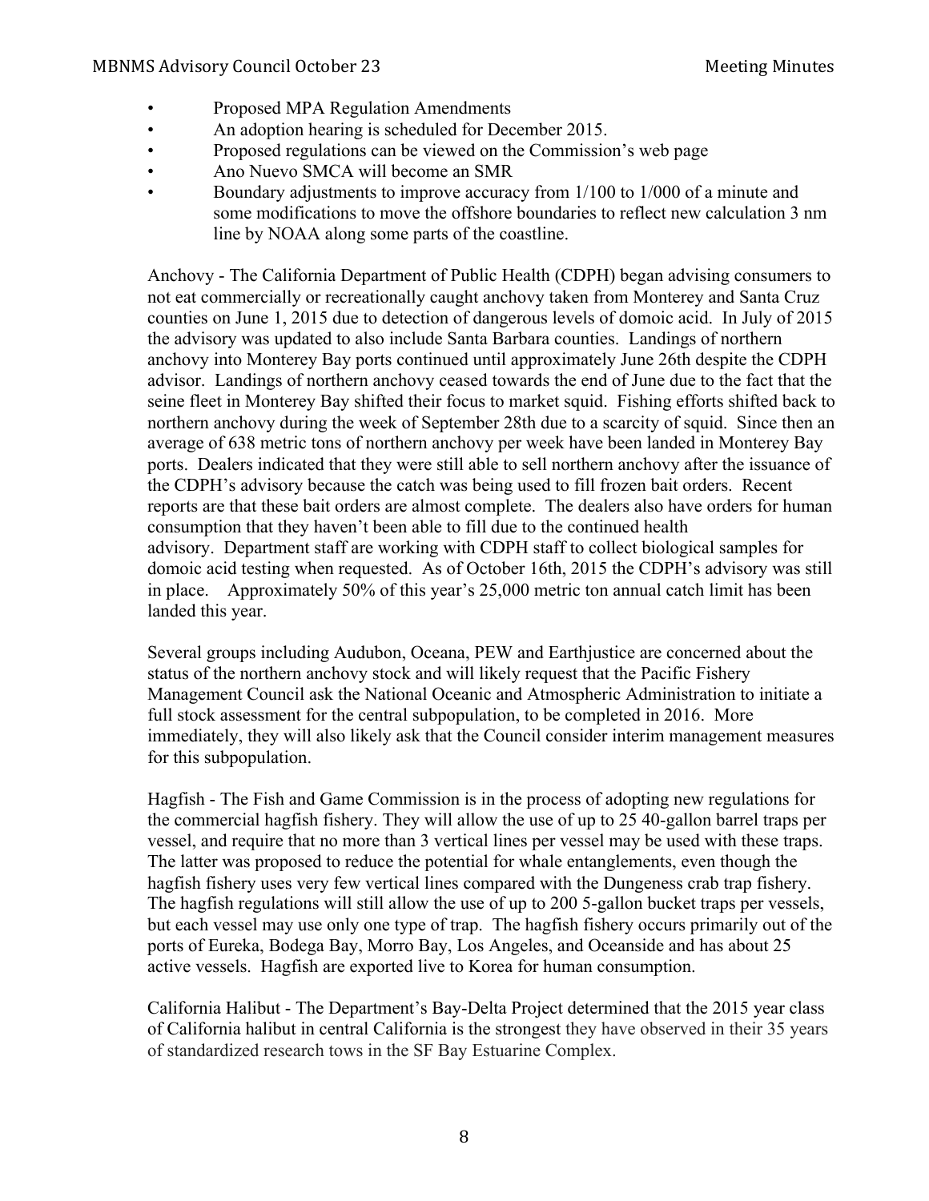- Proposed MPA Regulation Amendments
- An adoption hearing is scheduled for December 2015.
- Proposed regulations can be viewed on the Commission's web page
- Ano Nuevo SMCA will become an SMR
- Boundary adjustments to improve accuracy from 1/100 to 1/000 of a minute and some modifications to move the offshore boundaries to reflect new calculation 3 nm line by NOAA along some parts of the coastline.

Anchovy - The California Department of Public Health (CDPH) began advising consumers to not eat commercially or recreationally caught anchovy taken from Monterey and Santa Cruz counties on June 1, 2015 due to detection of dangerous levels of domoic acid. In July of 2015 the advisory was updated to also include Santa Barbara counties. Landings of northern anchovy into Monterey Bay ports continued until approximately June 26th despite the CDPH advisor. Landings of northern anchovy ceased towards the end of June due to the fact that the seine fleet in Monterey Bay shifted their focus to market squid. Fishing efforts shifted back to northern anchovy during the week of September 28th due to a scarcity of squid. Since then an average of 638 metric tons of northern anchovy per week have been landed in Monterey Bay ports. Dealers indicated that they were still able to sell northern anchovy after the issuance of the CDPH's advisory because the catch was being used to fill frozen bait orders. Recent reports are that these bait orders are almost complete. The dealers also have orders for human consumption that they haven't been able to fill due to the continued health advisory. Department staff are working with CDPH staff to collect biological samples for domoic acid testing when requested. As of October 16th, 2015 the CDPH's advisory was still in place. Approximately 50% of this year's 25,000 metric ton annual catch limit has been landed this year.

Several groups including Audubon, Oceana, PEW and Earthjustice are concerned about the status of the northern anchovy stock and will likely request that the Pacific Fishery Management Council ask the National Oceanic and Atmospheric Administration to initiate a full stock assessment for the central subpopulation, to be completed in 2016. More immediately, they will also likely ask that the Council consider interim management measures for this subpopulation.

Hagfish - The Fish and Game Commission is in the process of adopting new regulations for the commercial hagfish fishery. They will allow the use of up to 25 40-gallon barrel traps per vessel, and require that no more than 3 vertical lines per vessel may be used with these traps. The latter was proposed to reduce the potential for whale entanglements, even though the hagfish fishery uses very few vertical lines compared with the Dungeness crab trap fishery. The hagfish regulations will still allow the use of up to 200 5-gallon bucket traps per vessels, but each vessel may use only one type of trap. The hagfish fishery occurs primarily out of the ports of Eureka, Bodega Bay, Morro Bay, Los Angeles, and Oceanside and has about 25 active vessels. Hagfish are exported live to Korea for human consumption.

California Halibut - The Department's Bay-Delta Project determined that the 2015 year class of California halibut in central California is the strongest they have observed in their 35 years of standardized research tows in the SF Bay Estuarine Complex.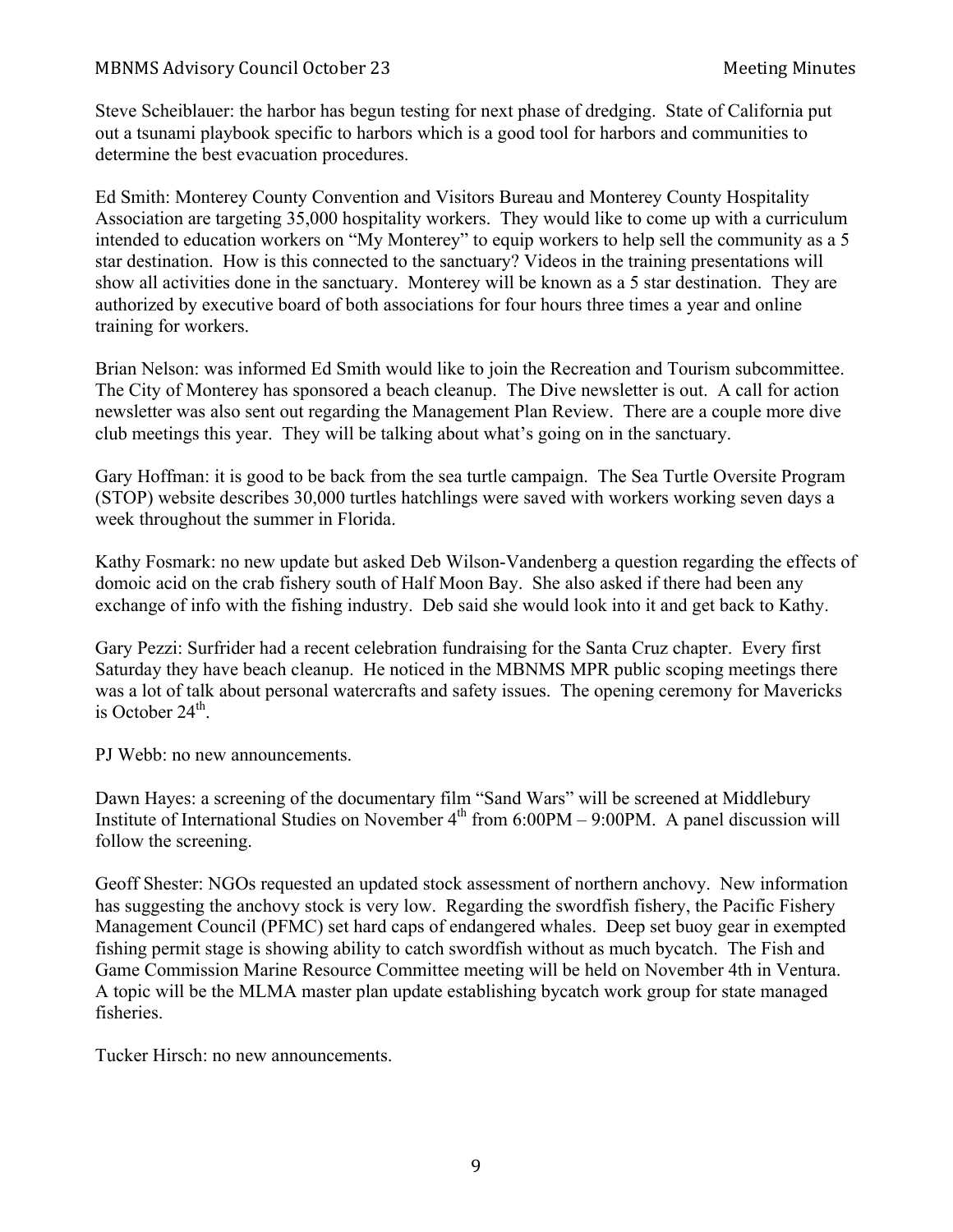Steve Scheiblauer: the harbor has begun testing for next phase of dredging. State of California put out a tsunami playbook specific to harbors which is a good tool for harbors and communities to determine the best evacuation procedures.

Ed Smith: Monterey County Convention and Visitors Bureau and Monterey County Hospitality Association are targeting 35,000 hospitality workers. They would like to come up with a curriculum intended to education workers on "My Monterey" to equip workers to help sell the community as a 5 star destination. How is this connected to the sanctuary? Videos in the training presentations will show all activities done in the sanctuary. Monterey will be known as a 5 star destination. They are authorized by executive board of both associations for four hours three times a year and online training for workers.

Brian Nelson: was informed Ed Smith would like to join the Recreation and Tourism subcommittee. The City of Monterey has sponsored a beach cleanup. The Dive newsletter is out. A call for action newsletter was also sent out regarding the Management Plan Review. There are a couple more dive club meetings this year. They will be talking about what's going on in the sanctuary.

Gary Hoffman: it is good to be back from the sea turtle campaign. The Sea Turtle Oversite Program (STOP) website describes 30,000 turtles hatchlings were saved with workers working seven days a week throughout the summer in Florida.

Kathy Fosmark: no new update but asked Deb Wilson-Vandenberg a question regarding the effects of domoic acid on the crab fishery south of Half Moon Bay. She also asked if there had been any exchange of info with the fishing industry. Deb said she would look into it and get back to Kathy.

Gary Pezzi: Surfrider had a recent celebration fundraising for the Santa Cruz chapter. Every first Saturday they have beach cleanup. He noticed in the MBNMS MPR public scoping meetings there was a lot of talk about personal watercrafts and safety issues. The opening ceremony for Mavericks is October 24th.

PJ Webb: no new announcements.

Dawn Hayes: a screening of the documentary film "Sand Wars" will be screened at Middlebury Institute of International Studies on November 4th from 6:00PM – 9:00PM. A panel discussion will follow the screening.

Geoff Shester: NGOs requested an updated stock assessment of northern anchovy. New information has suggesting the anchovy stock is very low. Regarding the swordfish fishery, the Pacific Fishery Management Council (PFMC) set hard caps of endangered whales. Deep set buoy gear in exempted fishing permit stage is showing ability to catch swordfish without as much bycatch. The Fish and Game Commission Marine Resource Committee meeting will be held on November 4th in Ventura. A topic will be the MLMA master plan update establishing bycatch work group for state managed fisheries.

Tucker Hirsch: no new announcements.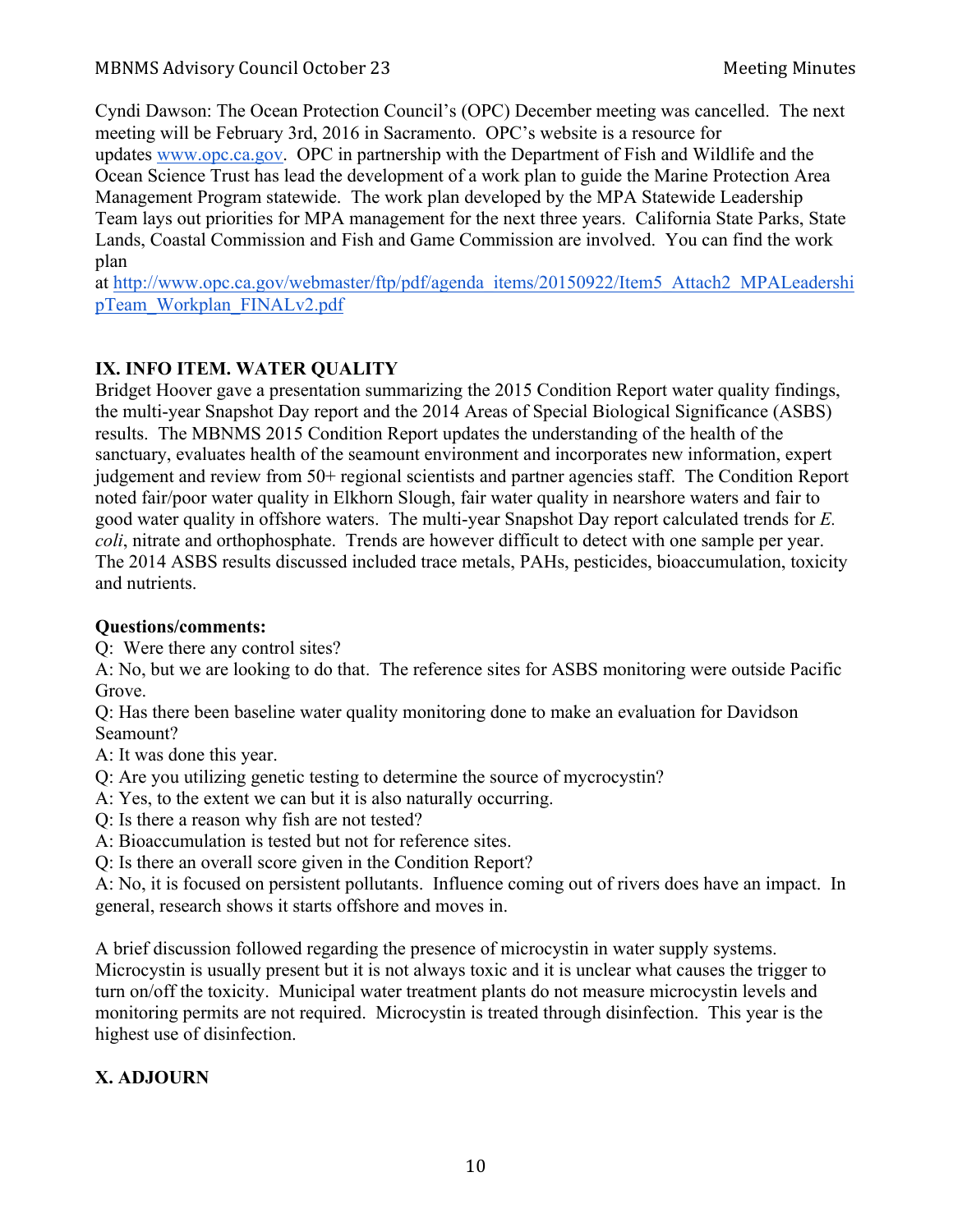Cyndi Dawson: The Ocean Protection Council's (OPC) December meeting was cancelled. The next meeting will be February 3rd, 2016 in Sacramento. OPC's website is a resource for updates www.opc.ca.gov. OPC in partnership with the Department of Fish and Wildlife and the Ocean Science Trust has lead the development of a work plan to guide the Marine Protection Area Management Program statewide. The work plan developed by the MPA Statewide Leadership Team lays out priorities for MPA management for the next three years. California State Parks, State Lands, Coastal Commission and Fish and Game Commission are involved. You can find the work plan at http://www.opc.ca.gov/webmaster/ftp/pdf/agenda_items/20150922/Item5_Attach2_MPALeadershipTeam_Workplan_FINALv2.pdf

## IX. INFO ITEM. WATER QUALITY

Bridget Hoover gave a presentation summarizing the 2015 Condition Report water quality findings, the multi-year Snapshot Day report and the 2014 Areas of Special Biological Significance (ASBS) results. The MBNMS 2015 Condition Report updates the understanding of the health of the sanctuary, evaluates health of the seamount environment and incorporates new information, expert judgement and review from 50+ regional scientists and partner agencies staff. The Condition Report noted fair/poor water quality in Elkhorn Slough, fair water quality in nearshore waters and fair to good water quality in offshore waters. The multi-year Snapshot Day report calculated trends for *E. coli*, nitrate and orthophosphate. Trends are however difficult to detect with one sample per year. The 2014 ASBS results discussed included trace metals, PAHs, pesticides, bioaccumulation, toxicity and nutrients.

**Questions/comments:**

Q: Were there any control sites?
A: No, but we are looking to do that. The reference sites for ASBS monitoring were outside Pacific Grove.
Q: Has there been baseline water quality monitoring done to make an evaluation for Davidson Seamount?
A: It was done this year.
Q: Are you utilizing genetic testing to determine the source of mycrocystin?
A: Yes, to the extent we can but it is also naturally occurring.
Q: Is there a reason why fish are not tested?
A: Bioaccumulation is tested but not for reference sites.
Q: Is there an overall score given in the Condition Report?
A: No, it is focused on persistent pollutants. Influence coming out of rivers does have an impact. In general, research shows it starts offshore and moves in.

A brief discussion followed regarding the presence of microcystin in water supply systems. Microcystin is usually present but it is not always toxic and it is unclear what causes the trigger to turn on/off the toxicity. Municipal water treatment plants do not measure microcystin levels and monitoring permits are not required. Microcystin is treated through disinfection. This year is the highest use of disinfection.

## X. ADJOURN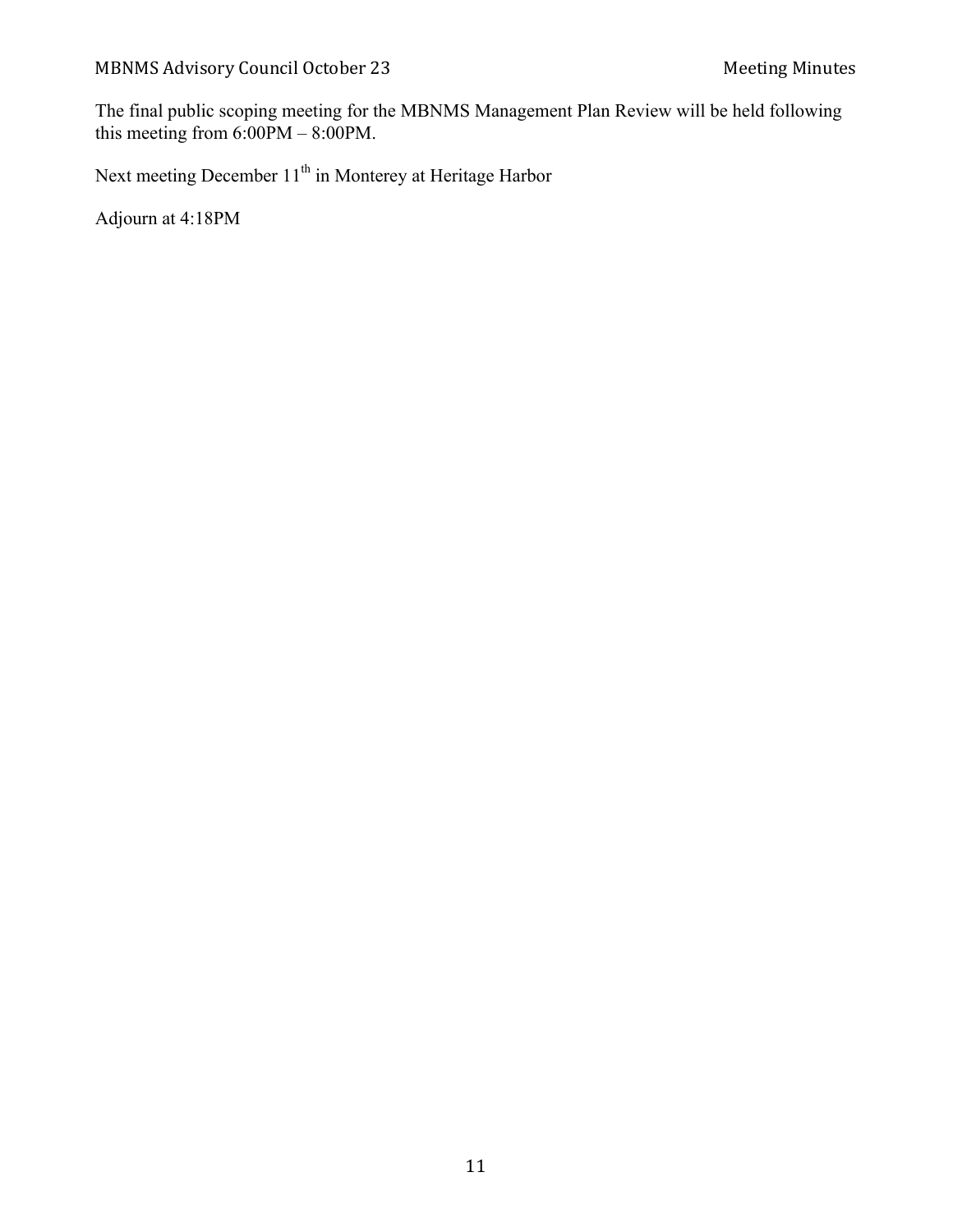The final public scoping meeting for the MBNMS Management Plan Review will be held following this meeting from 6:00PM – 8:00PM.

Next meeting December 11th in Monterey at Heritage Harbor

Adjourn at 4:18PM